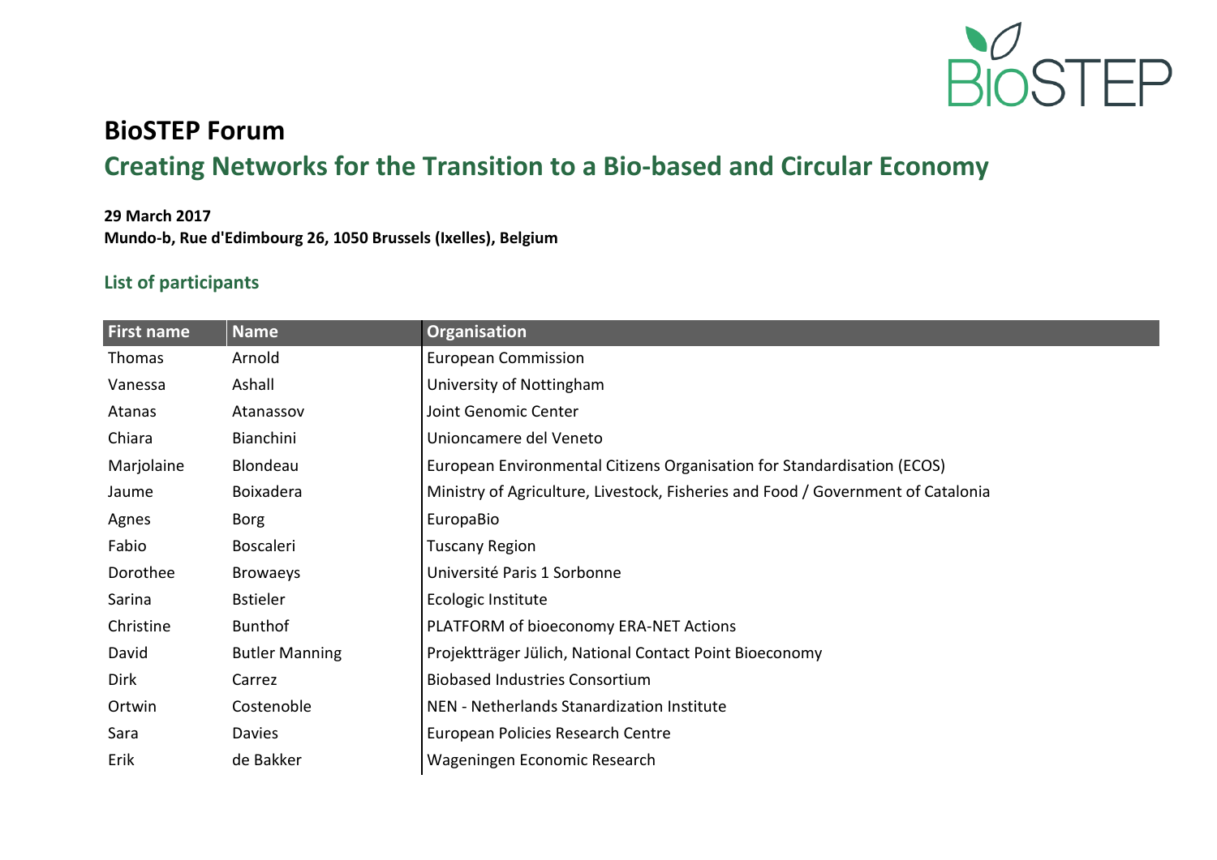# BioSTEP Forum

## Creating Networks for the Transition to a Bio-based and Circular Economy

**29 March 2017**
**Mundo-b, Rue d'Edimbourg 26, 1050 Brussels (Ixelles), Belgium**

### List of participants

| First name | Name | Organisation |
|---|---|---|
| Thomas | Arnold | European Commission |
| Vanessa | Ashall | University of Nottingham |
| Atanas | Atanassov | Joint Genomic Center |
| Chiara | Bianchini | Unioncamere del Veneto |
| Marjolaine | Blondeau | European Environmental Citizens Organisation for Standardisation (ECOS) |
| Jaume | Boixadera | Ministry of Agriculture, Livestock, Fisheries and Food / Government of Catalonia |
| Agnes | Borg | EuropaBio |
| Fabio | Boscaleri | Tuscany Region |
| Dorothee | Browaeys | Université Paris 1 Sorbonne |
| Sarina | Bstieler | Ecologic Institute |
| Christine | Bunthof | PLATFORM of bioeconomy ERA-NET Actions |
| David | Butler Manning | Projektträger Jülich, National Contact Point Bioeconomy |
| Dirk | Carrez | Biobased Industries Consortium |
| Ortwin | Costenoble | NEN - Netherlands Stanardization Institute |
| Sara | Davies | European Policies Research Centre |
| Erik | de Bakker | Wageningen Economic Research |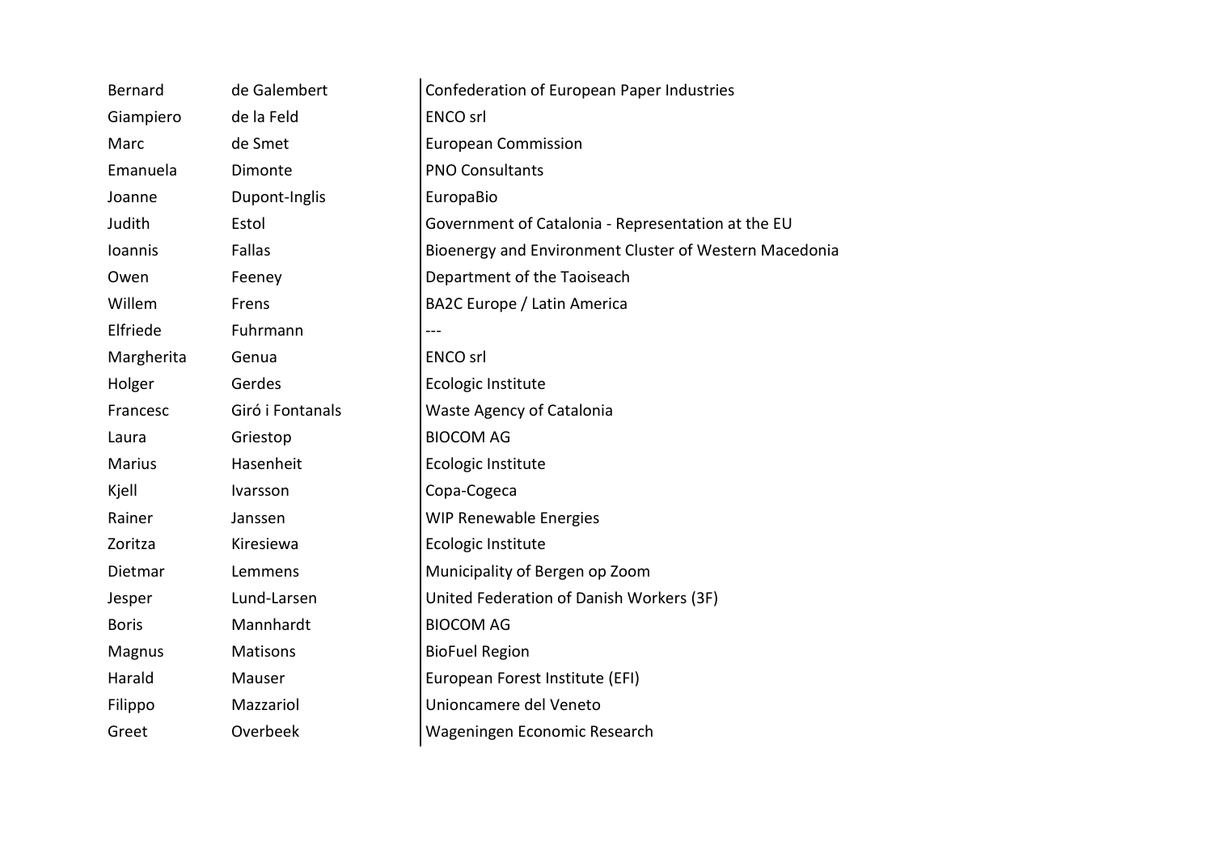| | | |
|---|---|---|
| Bernard | de Galembert | Confederation of European Paper Industries |
| Giampiero | de la Feld | ENCO srl |
| Marc | de Smet | European Commission |
| Emanuela | Dimonte | PNO Consultants |
| Joanne | Dupont-Inglis | EuropaBio |
| Judith | Estol | Government of Catalonia - Representation at the EU |
| Ioannis | Fallas | Bioenergy and Environment Cluster of Western Macedonia |
| Owen | Feeney | Department of the Taoiseach |
| Willem | Frens | BA2C Europe / Latin America |
| Elfriede | Fuhrmann | --- |
| Margherita | Genua | ENCO srl |
| Holger | Gerdes | Ecologic Institute |
| Francesc | Giró i Fontanals | Waste Agency of Catalonia |
| Laura | Griestop | BIOCOM AG |
| Marius | Hasenheit | Ecologic Institute |
| Kjell | Ivarsson | Copa-Cogeca |
| Rainer | Janssen | WIP Renewable Energies |
| Zoritza | Kiresiewa | Ecologic Institute |
| Dietmar | Lemmens | Municipality of Bergen op Zoom |
| Jesper | Lund-Larsen | United Federation of Danish Workers (3F) |
| Boris | Mannhardt | BIOCOM AG |
| Magnus | Matisons | BioFuel Region |
| Harald | Mauser | European Forest Institute (EFI) |
| Filippo | Mazzariol | Unioncamere del Veneto |
| Greet | Overbeek | Wageningen Economic Research |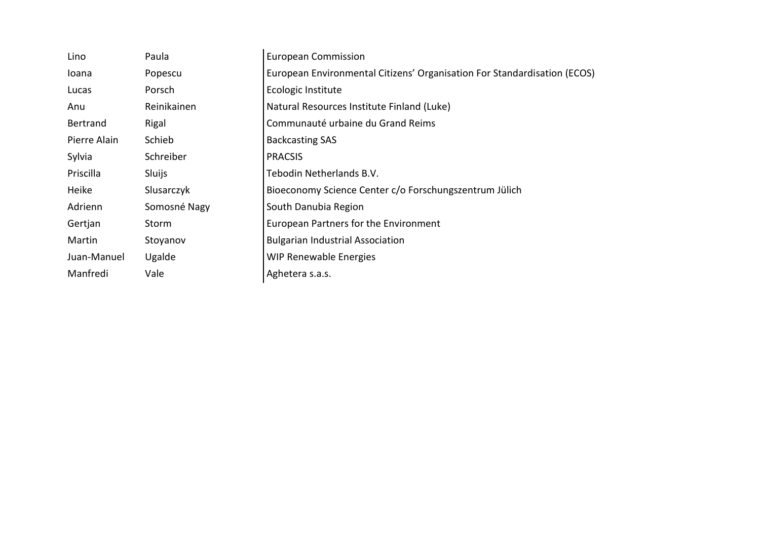| | | |
|---|---|---|
| Lino | Paula | European Commission |
| Ioana | Popescu | European Environmental Citizens’ Organisation For Standardisation (ECOS) |
| Lucas | Porsch | Ecologic Institute |
| Anu | Reinikainen | Natural Resources Institute Finland (Luke) |
| Bertrand | Rigal | Communauté urbaine du Grand Reims |
| Pierre Alain | Schieb | Backcasting SAS |
| Sylvia | Schreiber | PRACSIS |
| Priscilla | Sluijs | Tebodin Netherlands B.V. |
| Heike | Slusarczyk | Bioeconomy Science Center c/o Forschungszentrum Jülich |
| Adrienn | Somosné Nagy | South Danubia Region |
| Gertjan | Storm | European Partners for the Environment |
| Martin | Stoyanov | Bulgarian Industrial Association |
| Juan-Manuel | Ugalde | WIP Renewable Energies |
| Manfredi | Vale | Aghetera s.a.s. |